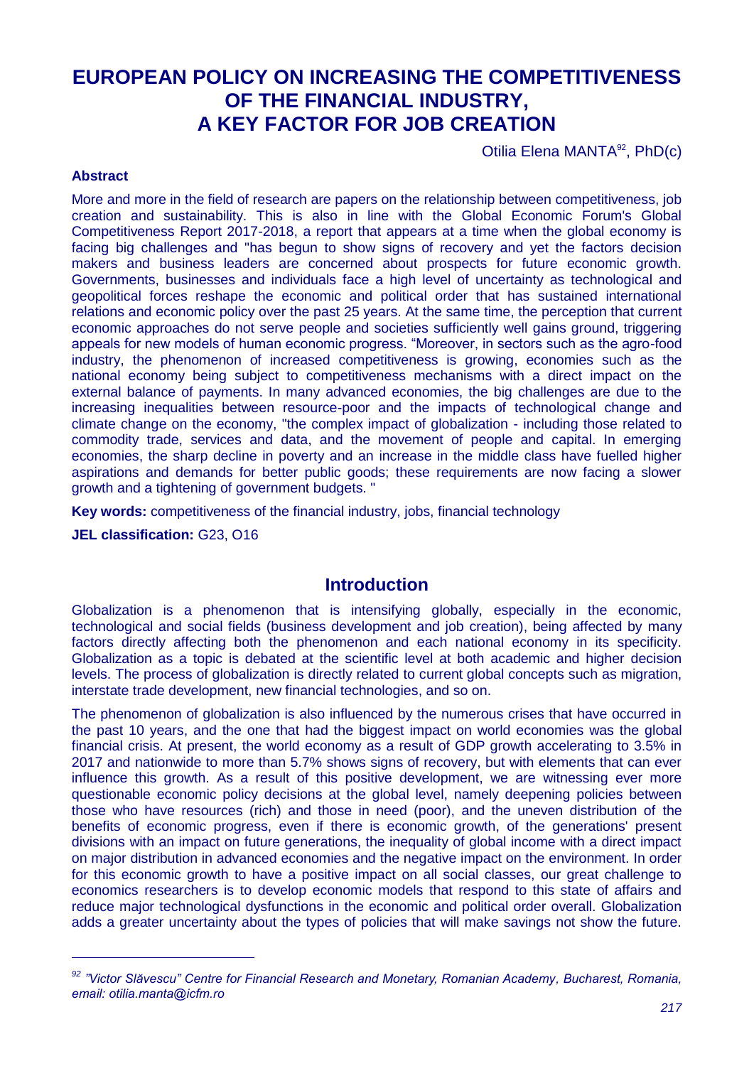# EUROPEAN POLICY ON INCREASING THE COMPETITIVENESS OF THE FINANCIAL INDUSTRY, A KEY FACTOR FOR JOB CREATION

Otilia Elena MANTA[92], PhD(c)

**Abstract**

More and more in the field of research are papers on the relationship between competitiveness, job creation and sustainability. This is also in line with the Global Economic Forum's Global Competitiveness Report 2017-2018, a report that appears at a time when the global economy is facing big challenges and "has begun to show signs of recovery and yet the factors decision makers and business leaders are concerned about prospects for future economic growth. Governments, businesses and individuals face a high level of uncertainty as technological and geopolitical forces reshape the economic and political order that has sustained international relations and economic policy over the past 25 years. At the same time, the perception that current economic approaches do not serve people and societies sufficiently well gains ground, triggering appeals for new models of human economic progress. "Moreover, in sectors such as the agro-food industry, the phenomenon of increased competitiveness is growing, economies such as the national economy being subject to competitiveness mechanisms with a direct impact on the external balance of payments. In many advanced economies, the big challenges are due to the increasing inequalities between resource-poor and the impacts of technological change and climate change on the economy, "the complex impact of globalization - including those related to commodity trade, services and data, and the movement of people and capital. In emerging economies, the sharp decline in poverty and an increase in the middle class have fuelled higher aspirations and demands for better public goods; these requirements are now facing a slower growth and a tightening of government budgets. "

**Key words:** competitiveness of the financial industry, jobs, financial technology

**JEL classification:** G23, O16

## Introduction

Globalization is a phenomenon that is intensifying globally, especially in the economic, technological and social fields (business development and job creation), being affected by many factors directly affecting both the phenomenon and each national economy in its specificity. Globalization as a topic is debated at the scientific level at both academic and higher decision levels. The process of globalization is directly related to current global concepts such as migration, interstate trade development, new financial technologies, and so on.

The phenomenon of globalization is also influenced by the numerous crises that have occurred in the past 10 years, and the one that had the biggest impact on world economies was the global financial crisis. At present, the world economy as a result of GDP growth accelerating to 3.5% in 2017 and nationwide to more than 5.7% shows signs of recovery, but with elements that can ever influence this growth. As a result of this positive development, we are witnessing ever more questionable economic policy decisions at the global level, namely deepening policies between those who have resources (rich) and those in need (poor), and the uneven distribution of the benefits of economic progress, even if there is economic growth, of the generations' present divisions with an impact on future generations, the inequality of global income with a direct impact on major distribution in advanced economies and the negative impact on the environment. In order for this economic growth to have a positive impact on all social classes, our great challenge to economics researchers is to develop economic models that respond to this state of affairs and reduce major technological dysfunctions in the economic and political order overall. Globalization adds a greater uncertainty about the types of policies that will make savings not show the future.

---

[92] *"Victor Slăvescu" Centre for Financial Research and Monetary, Romanian Academy, Bucharest, Romania, email: otilia.manta@icfm.ro*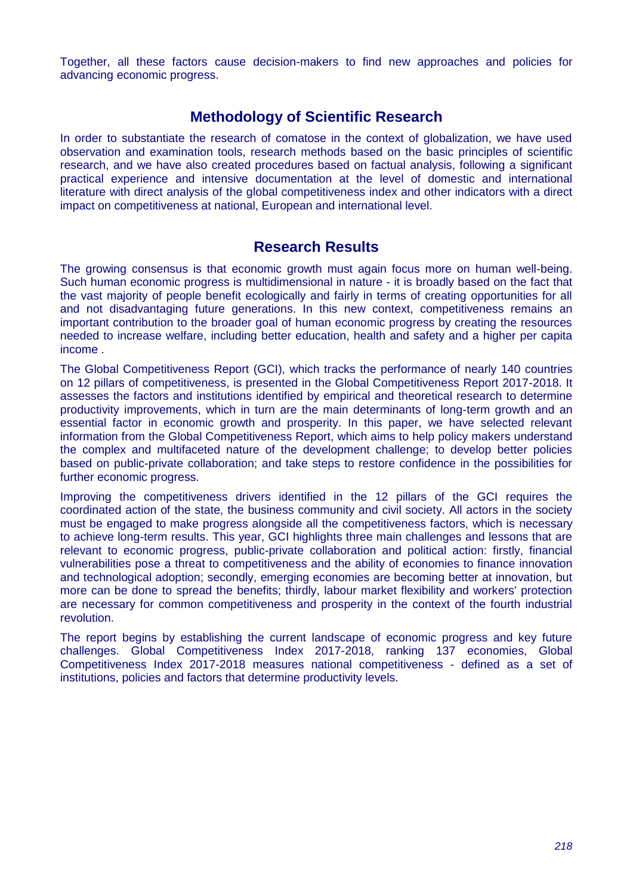Together, all these factors cause decision-makers to find new approaches and policies for advancing economic progress.

## Methodology of Scientific Research

In order to substantiate the research of comatose in the context of globalization, we have used observation and examination tools, research methods based on the basic principles of scientific research, and we have also created procedures based on factual analysis, following a significant practical experience and intensive documentation at the level of domestic and international literature with direct analysis of the global competitiveness index and other indicators with a direct impact on competitiveness at national, European and international level.

## Research Results

The growing consensus is that economic growth must again focus more on human well-being. Such human economic progress is multidimensional in nature - it is broadly based on the fact that the vast majority of people benefit ecologically and fairly in terms of creating opportunities for all and not disadvantaging future generations. In this new context, competitiveness remains an important contribution to the broader goal of human economic progress by creating the resources needed to increase welfare, including better education, health and safety and a higher per capita income .

The Global Competitiveness Report (GCI), which tracks the performance of nearly 140 countries on 12 pillars of competitiveness, is presented in the Global Competitiveness Report 2017-2018. It assesses the factors and institutions identified by empirical and theoretical research to determine productivity improvements, which in turn are the main determinants of long-term growth and an essential factor in economic growth and prosperity. In this paper, we have selected relevant information from the Global Competitiveness Report, which aims to help policy makers understand the complex and multifaceted nature of the development challenge; to develop better policies based on public-private collaboration; and take steps to restore confidence in the possibilities for further economic progress.

Improving the competitiveness drivers identified in the 12 pillars of the GCI requires the coordinated action of the state, the business community and civil society. All actors in the society must be engaged to make progress alongside all the competitiveness factors, which is necessary to achieve long-term results. This year, GCI highlights three main challenges and lessons that are relevant to economic progress, public-private collaboration and political action: firstly, financial vulnerabilities pose a threat to competitiveness and the ability of economies to finance innovation and technological adoption; secondly, emerging economies are becoming better at innovation, but more can be done to spread the benefits; thirdly, labour market flexibility and workers' protection are necessary for common competitiveness and prosperity in the context of the fourth industrial revolution.

The report begins by establishing the current landscape of economic progress and key future challenges. Global Competitiveness Index 2017-2018, ranking 137 economies, Global Competitiveness Index 2017-2018 measures national competitiveness - defined as a set of institutions, policies and factors that determine productivity levels.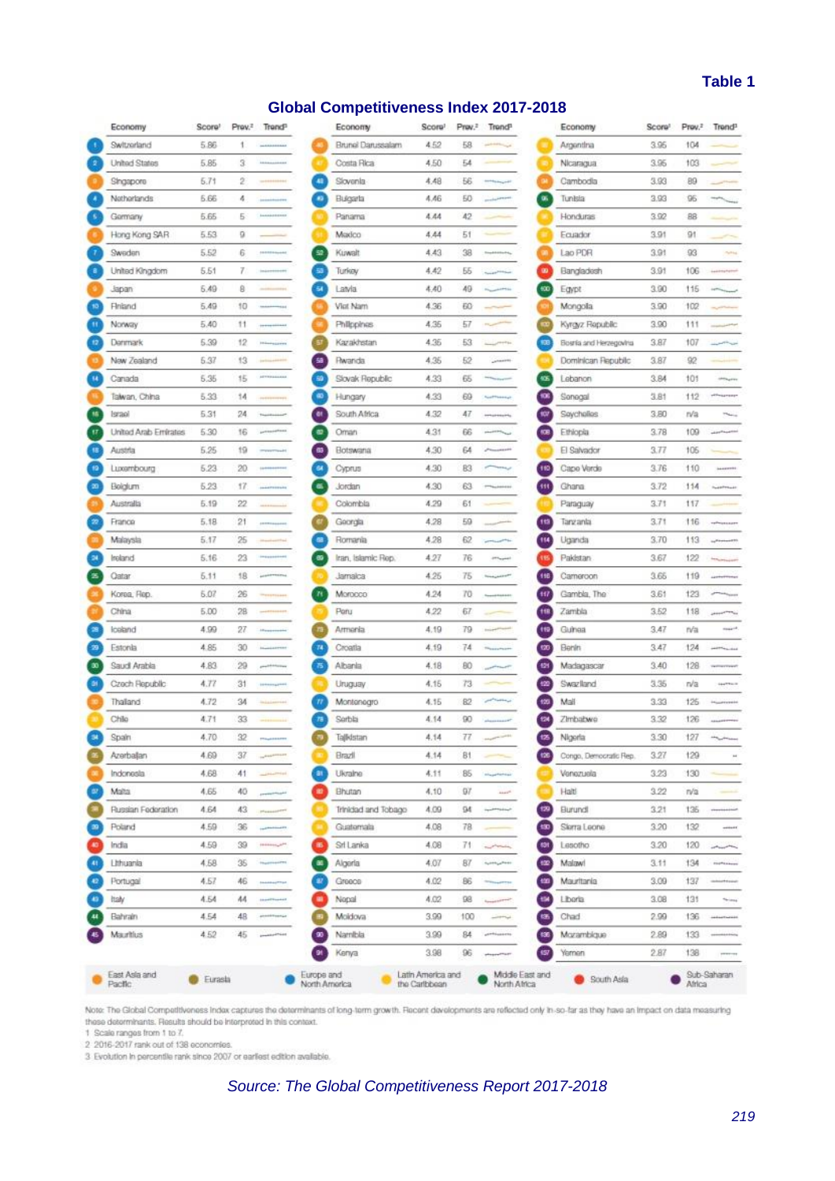**Table 1**

## Global Competitiveness Index 2017-2018

| Rank | Economy | Score[1] | Prev.[2] |
|---|---|---|---|
| 1 | Switzerland | 5.86 | 1 |
| 2 | United States | 5.85 | 3 |
| 3 | Singapore | 5.71 | 2 |
| 4 | Netherlands | 5.66 | 4 |
| 5 | Germany | 5.65 | 5 |
| 6 | Hong Kong SAR | 5.53 | 9 |
| 7 | Sweden | 5.52 | 6 |
| 8 | United Kingdom | 5.51 | 7 |
| 9 | Japan | 5.49 | 8 |
| 10 | Finland | 5.49 | 10 |
| 11 | Norway | 5.40 | 11 |
| 12 | Denmark | 5.39 | 12 |
| 13 | New Zealand | 5.37 | 13 |
| 14 | Canada | 5.35 | 15 |
| 15 | Taiwan, China | 5.33 | 14 |
| 16 | Israel | 5.31 | 24 |
| 17 | United Arab Emirates | 5.30 | 16 |
| 18 | Austria | 5.25 | 19 |
| 19 | Luxembourg | 5.23 | 20 |
| 20 | Belgium | 5.23 | 17 |
| 21 | Australia | 5.19 | 22 |
| 22 | France | 5.18 | 21 |
| 23 | Malaysia | 5.17 | 25 |
| 24 | Ireland | 5.16 | 23 |
| 25 | Qatar | 5.11 | 18 |
| 26 | Korea, Rep. | 5.07 | 26 |
| 27 | China | 5.00 | 28 |
| 28 | Iceland | 4.99 | 27 |
| 29 | Estonia | 4.85 | 30 |
| 30 | Saudi Arabia | 4.83 | 29 |
| 31 | Czech Republic | 4.77 | 31 |
| 32 | Thailand | 4.72 | 34 |
| 33 | Chile | 4.71 | 33 |
| 34 | Spain | 4.70 | 32 |
| 35 | Azerbaijan | 4.69 | 37 |
| 36 | Indonesia | 4.68 | 41 |
| 37 | Malta | 4.65 | 40 |
| 38 | Russian Federation | 4.64 | 43 |
| 39 | Poland | 4.59 | 36 |
| 40 | India | 4.59 | 39 |
| 41 | Lithuania | 4.58 | 35 |
| 42 | Portugal | 4.57 | 46 |
| 43 | Italy | 4.54 | 44 |
| 44 | Bahrain | 4.54 | 48 |
| 45 | Mauritius | 4.52 | 45 |
| 46 | Brunei Darussalam | 4.52 | 58 |
| 47 | Costa Rica | 4.50 | 54 |
| 48 | Slovenia | 4.48 | 56 |
| 49 | Bulgaria | 4.46 | 50 |
| 50 | Panama | 4.44 | 42 |
| 51 | Mexico | 4.44 | 51 |
| 52 | Kuwait | 4.43 | 38 |
| 53 | Turkey | 4.42 | 55 |
| 54 | Latvia | 4.40 | 49 |
| 55 | Viet Nam | 4.36 | 60 |
| 56 | Philippines | 4.35 | 57 |
| 57 | Kazakhstan | 4.35 | 53 |
| 58 | Rwanda | 4.35 | 52 |
| 59 | Slovak Republic | 4.33 | 65 |
| 60 | Hungary | 4.33 | 69 |
| 61 | South Africa | 4.32 | 47 |
| 62 | Oman | 4.31 | 66 |
| 63 | Botswana | 4.30 | 64 |
| 64 | Cyprus | 4.30 | 83 |
| 65 | Jordan | 4.30 | 63 |
| 66 | Colombia | 4.29 | 61 |
| 67 | Georgia | 4.28 | 59 |
| 68 | Romania | 4.28 | 62 |
| 69 | Iran, Islamic Rep. | 4.27 | 76 |
| 70 | Jamaica | 4.25 | 75 |
| 71 | Morocco | 4.24 | 70 |
| 72 | Peru | 4.22 | 67 |
| 73 | Armenia | 4.19 | 79 |
| 74 | Croatia | 4.19 | 74 |
| 75 | Albania | 4.18 | 80 |
| 76 | Uruguay | 4.15 | 73 |
| 77 | Montenegro | 4.15 | 82 |
| 78 | Serbia | 4.14 | 90 |
| 79 | Tajikistan | 4.14 | 77 |
| 80 | Brazil | 4.14 | 81 |
| 81 | Ukraine | 4.11 | 85 |
| 82 | Bhutan | 4.10 | 97 |
| 83 | Trinidad and Tobago | 4.09 | 94 |
| 84 | Guatemala | 4.08 | 78 |
| 85 | Sri Lanka | 4.08 | 71 |
| 86 | Algeria | 4.07 | 87 |
| 87 | Greece | 4.02 | 86 |
| 88 | Nepal | 4.02 | 98 |
| 89 | Moldova | 3.99 | 100 |
| 90 | Namibia | 3.99 | 84 |
| 91 | Kenya | 3.98 | 96 |
| 92 | Argentina | 3.95 | 104 |
| 93 | Nicaragua | 3.95 | 103 |
| 94 | Cambodia | 3.93 | 89 |
| 95 | Tunisia | 3.93 | 95 |
| 96 | Honduras | 3.92 | 88 |
| 97 | Ecuador | 3.91 | 91 |
| 98 | Lao PDR | 3.91 | 93 |
| 99 | Bangladesh | 3.91 | 106 |
| 100 | Egypt | 3.90 | 115 |
| 101 | Mongolia | 3.90 | 102 |
| 102 | Kyrgyz Republic | 3.90 | 111 |
| 103 | Bosnia and Herzegovina | 3.87 | 107 |
| 104 | Dominican Republic | 3.87 | 92 |
| 105 | Lebanon | 3.84 | 101 |
| 106 | Senegal | 3.81 | 112 |
| 107 | Seychelles | 3.80 | n/a |
| 108 | Ethiopia | 3.78 | 109 |
| 109 | El Salvador | 3.77 | 105 |
| 110 | Cape Verde | 3.76 | 110 |
| 111 | Ghana | 3.72 | 114 |
| 112 | Paraguay | 3.71 | 117 |
| 113 | Tanzania | 3.71 | 116 |
| 114 | Uganda | 3.70 | 113 |
| 115 | Pakistan | 3.67 | 122 |
| 116 | Cameroon | 3.65 | 119 |
| 117 | Gambia, The | 3.61 | 123 |
| 118 | Zambia | 3.52 | 118 |
| 119 | Guinea | 3.47 | n/a |
| 120 | Benin | 3.47 | 124 |
| 121 | Madagascar | 3.40 | 128 |
| 122 | Swaziland | 3.35 | n/a |
| 123 | Mali | 3.33 | 125 |
| 124 | Zimbabwe | 3.32 | 126 |
| 125 | Nigeria | 3.30 | 127 |
| 126 | Congo, Democratic Rep. | 3.27 | 129 |
| 127 | Venezuela | 3.23 | 130 |
| 128 | Haiti | 3.22 | n/a |
| 129 | Burundi | 3.21 | 135 |
| 130 | Sierra Leone | 3.20 | 132 |
| 131 | Lesotho | 3.20 | 120 |
| 132 | Malawi | 3.11 | 134 |
| 133 | Mauritania | 3.09 | 137 |
| 134 | Liberia | 3.08 | 131 |
| 135 | Chad | 2.99 | 136 |
| 136 | Mozambique | 2.89 | 133 |
| 137 | Yemen | 2.87 | 138 |

Legend: East Asia and Pacific; Eurasia; Europe and North America; Latin America and the Caribbean; Middle East and North Africa; South Asia; Sub-Saharan Africa

Note: The Global Competitiveness Index captures the determinants of long-term growth. Recent developments are reflected only in-so-far as they have an impact on data measuring these determinants. Results should be interpreted in this context.
1 Scale ranges from 1 to 7.
2 2016-2017 rank out of 138 economies.
3 Evolution in percentile rank since 2007 or earliest edition available.

*Source: The Global Competitiveness Report 2017-2018*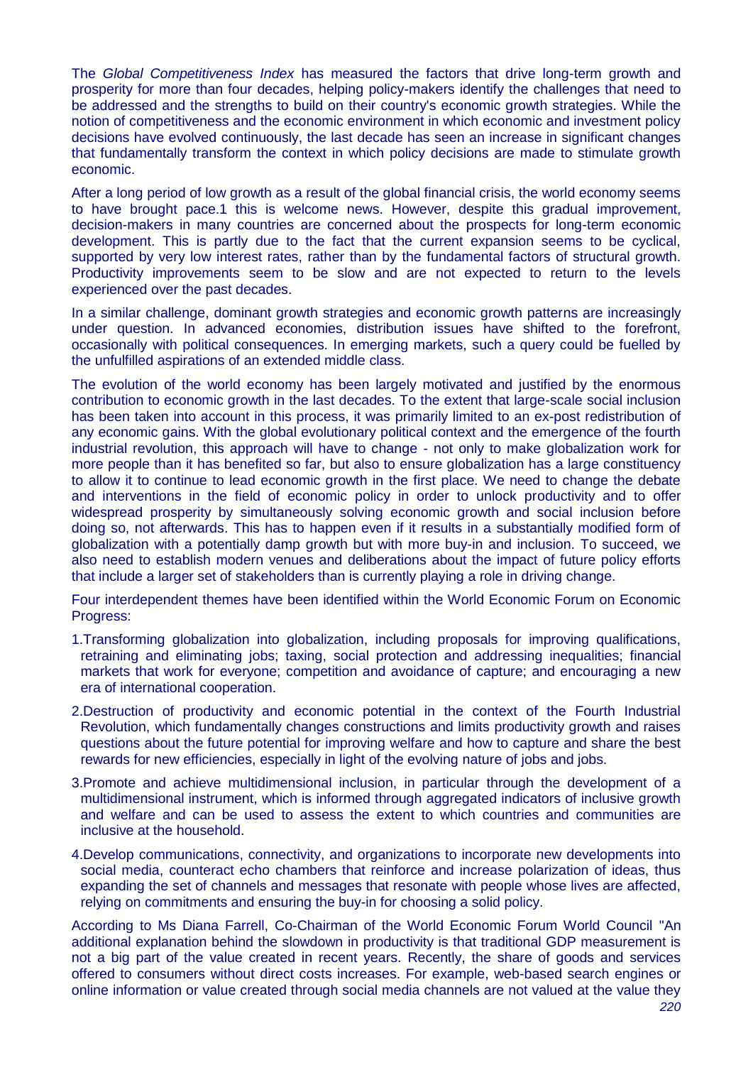The *Global Competitiveness Index* has measured the factors that drive long-term growth and prosperity for more than four decades, helping policy-makers identify the challenges that need to be addressed and the strengths to build on their country's economic growth strategies. While the notion of competitiveness and the economic environment in which economic and investment policy decisions have evolved continuously, the last decade has seen an increase in significant changes that fundamentally transform the context in which policy decisions are made to stimulate growth economic.

After a long period of low growth as a result of the global financial crisis, the world economy seems to have brought pace.1 this is welcome news. However, despite this gradual improvement, decision-makers in many countries are concerned about the prospects for long-term economic development. This is partly due to the fact that the current expansion seems to be cyclical, supported by very low interest rates, rather than by the fundamental factors of structural growth. Productivity improvements seem to be slow and are not expected to return to the levels experienced over the past decades.

In a similar challenge, dominant growth strategies and economic growth patterns are increasingly under question. In advanced economies, distribution issues have shifted to the forefront, occasionally with political consequences. In emerging markets, such a query could be fuelled by the unfulfilled aspirations of an extended middle class.

The evolution of the world economy has been largely motivated and justified by the enormous contribution to economic growth in the last decades. To the extent that large-scale social inclusion has been taken into account in this process, it was primarily limited to an ex-post redistribution of any economic gains. With the global evolutionary political context and the emergence of the fourth industrial revolution, this approach will have to change - not only to make globalization work for more people than it has benefited so far, but also to ensure globalization has a large constituency to allow it to continue to lead economic growth in the first place. We need to change the debate and interventions in the field of economic policy in order to unlock productivity and to offer widespread prosperity by simultaneously solving economic growth and social inclusion before doing so, not afterwards. This has to happen even if it results in a substantially modified form of globalization with a potentially damp growth but with more buy-in and inclusion. To succeed, we also need to establish modern venues and deliberations about the impact of future policy efforts that include a larger set of stakeholders than is currently playing a role in driving change.

Four interdependent themes have been identified within the World Economic Forum on Economic Progress:

1. Transforming globalization into globalization, including proposals for improving qualifications, retraining and eliminating jobs; taxing, social protection and addressing inequalities; financial markets that work for everyone; competition and avoidance of capture; and encouraging a new era of international cooperation.
2. Destruction of productivity and economic potential in the context of the Fourth Industrial Revolution, which fundamentally changes constructions and limits productivity growth and raises questions about the future potential for improving welfare and how to capture and share the best rewards for new efficiencies, especially in light of the evolving nature of jobs and jobs.
3. Promote and achieve multidimensional inclusion, in particular through the development of a multidimensional instrument, which is informed through aggregated indicators of inclusive growth and welfare and can be used to assess the extent to which countries and communities are inclusive at the household.
4. Develop communications, connectivity, and organizations to incorporate new developments into social media, counteract echo chambers that reinforce and increase polarization of ideas, thus expanding the set of channels and messages that resonate with people whose lives are affected, relying on commitments and ensuring the buy-in for choosing a solid policy.

According to Ms Diana Farrell, Co-Chairman of the World Economic Forum World Council "An additional explanation behind the slowdown in productivity is that traditional GDP measurement is not a big part of the value created in recent years. Recently, the share of goods and services offered to consumers without direct costs increases. For example, web-based search engines or online information or value created through social media channels are not valued at the value they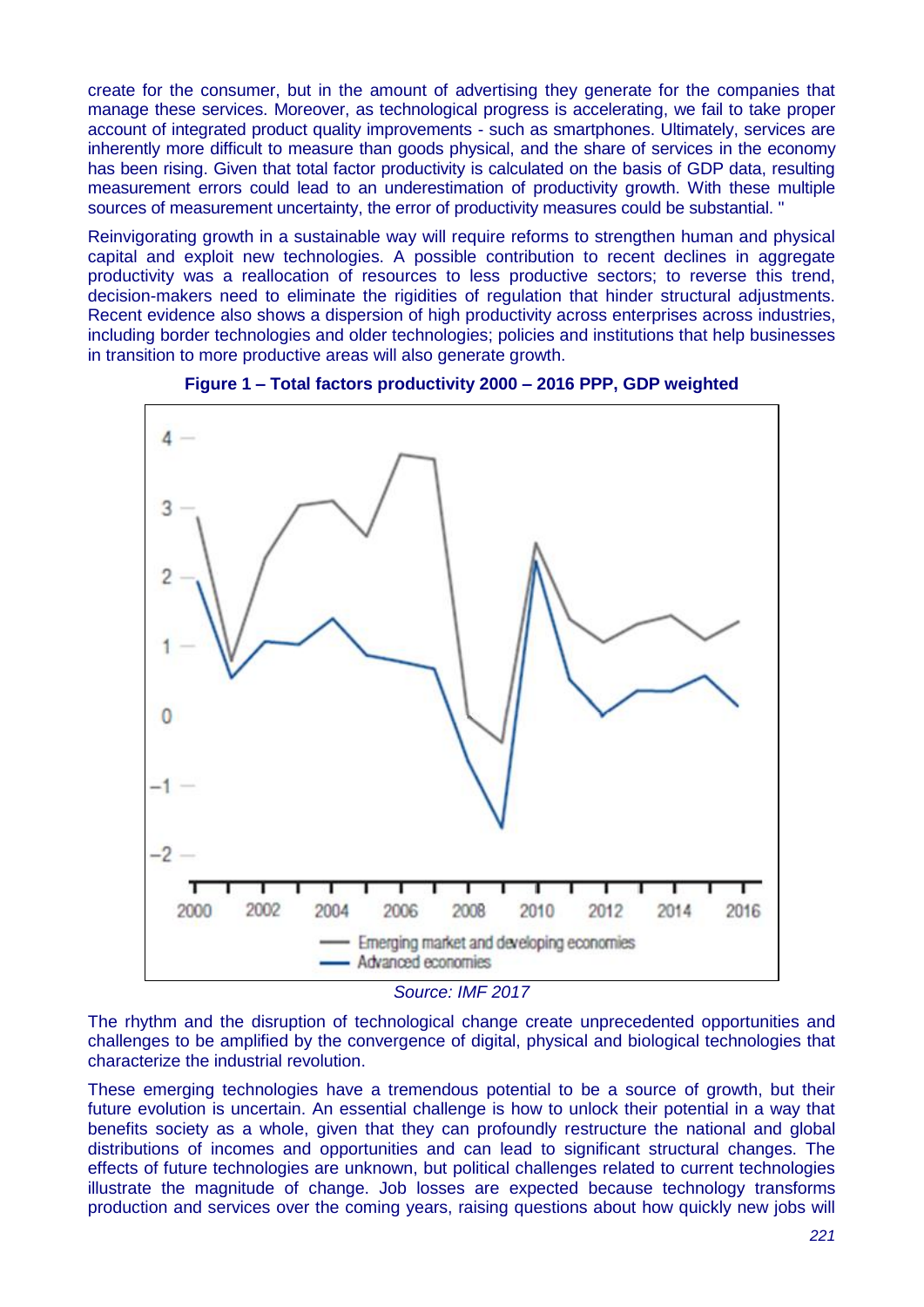create for the consumer, but in the amount of advertising they generate for the companies that manage these services. Moreover, as technological progress is accelerating, we fail to take proper account of integrated product quality improvements - such as smartphones. Ultimately, services are inherently more difficult to measure than goods physical, and the share of services in the economy has been rising. Given that total factor productivity is calculated on the basis of GDP data, resulting measurement errors could lead to an underestimation of productivity growth. With these multiple sources of measurement uncertainty, the error of productivity measures could be substantial. "

Reinvigorating growth in a sustainable way will require reforms to strengthen human and physical capital and exploit new technologies. A possible contribution to recent declines in aggregate productivity was a reallocation of resources to less productive sectors; to reverse this trend, decision-makers need to eliminate the rigidities of regulation that hinder structural adjustments. Recent evidence also shows a dispersion of high productivity across enterprises across industries, including border technologies and older technologies; policies and institutions that help businesses in transition to more productive areas will also generate growth.

**Figure 1 – Total factors productivity 2000 – 2016 PPP, GDP weighted**

*Source: IMF 2017*

The rhythm and the disruption of technological change create unprecedented opportunities and challenges to be amplified by the convergence of digital, physical and biological technologies that characterize the industrial revolution.

These emerging technologies have a tremendous potential to be a source of growth, but their future evolution is uncertain. An essential challenge is how to unlock their potential in a way that benefits society as a whole, given that they can profoundly restructure the national and global distributions of incomes and opportunities and can lead to significant structural changes. The effects of future technologies are unknown, but political challenges related to current technologies illustrate the magnitude of change. Job losses are expected because technology transforms production and services over the coming years, raising questions about how quickly new jobs will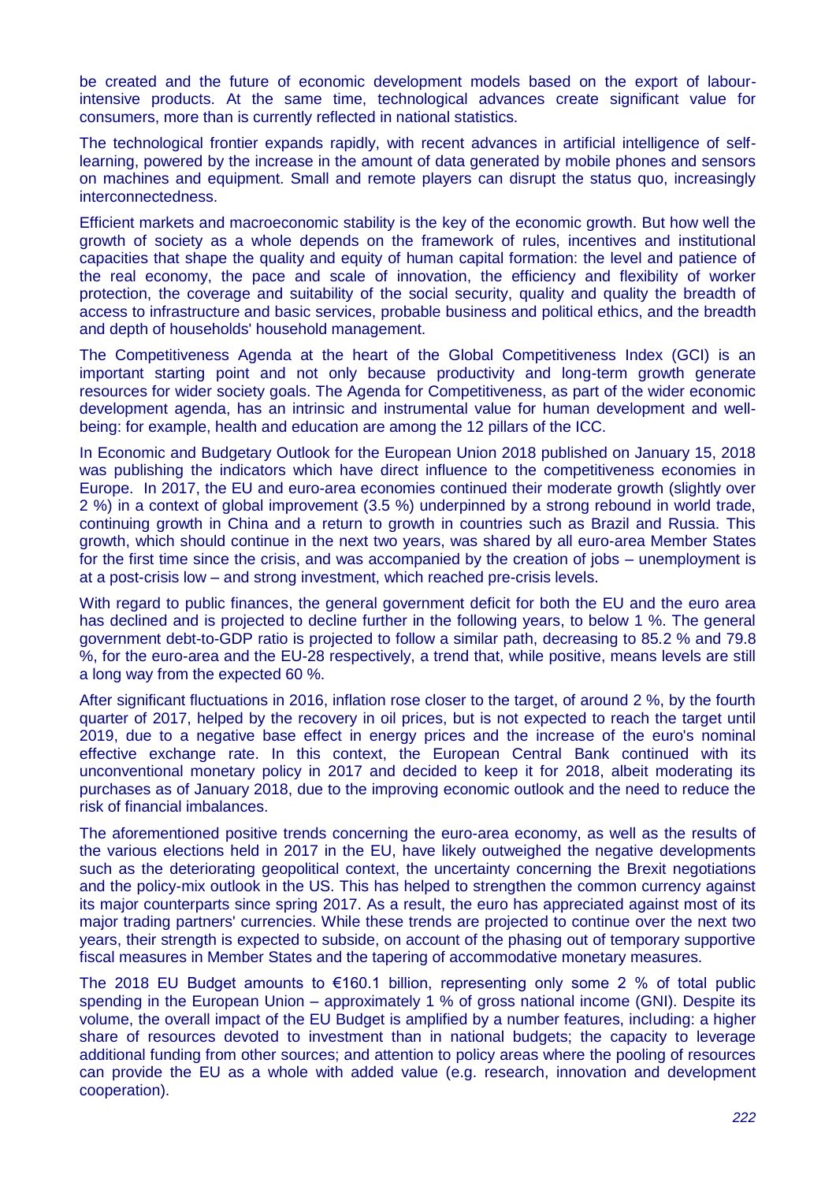be created and the future of economic development models based on the export of labour-intensive products. At the same time, technological advances create significant value for consumers, more than is currently reflected in national statistics.

The technological frontier expands rapidly, with recent advances in artificial intelligence of self-learning, powered by the increase in the amount of data generated by mobile phones and sensors on machines and equipment. Small and remote players can disrupt the status quo, increasingly interconnectedness.

Efficient markets and macroeconomic stability is the key of the economic growth. But how well the growth of society as a whole depends on the framework of rules, incentives and institutional capacities that shape the quality and equity of human capital formation: the level and patience of the real economy, the pace and scale of innovation, the efficiency and flexibility of worker protection, the coverage and suitability of the social security, quality and quality the breadth of access to infrastructure and basic services, probable business and political ethics, and the breadth and depth of households' household management.

The Competitiveness Agenda at the heart of the Global Competitiveness Index (GCI) is an important starting point and not only because productivity and long-term growth generate resources for wider society goals. The Agenda for Competitiveness, as part of the wider economic development agenda, has an intrinsic and instrumental value for human development and well-being: for example, health and education are among the 12 pillars of the ICC.

In Economic and Budgetary Outlook for the European Union 2018 published on January 15, 2018 was publishing the indicators which have direct influence to the competitiveness economies in Europe. In 2017, the EU and euro-area economies continued their moderate growth (slightly over 2 %) in a context of global improvement (3.5 %) underpinned by a strong rebound in world trade, continuing growth in China and a return to growth in countries such as Brazil and Russia. This growth, which should continue in the next two years, was shared by all euro-area Member States for the first time since the crisis, and was accompanied by the creation of jobs – unemployment is at a post-crisis low – and strong investment, which reached pre-crisis levels.

With regard to public finances, the general government deficit for both the EU and the euro area has declined and is projected to decline further in the following years, to below 1 %. The general government debt-to-GDP ratio is projected to follow a similar path, decreasing to 85.2 % and 79.8 %, for the euro-area and the EU-28 respectively, a trend that, while positive, means levels are still a long way from the expected 60 %.

After significant fluctuations in 2016, inflation rose closer to the target, of around 2 %, by the fourth quarter of 2017, helped by the recovery in oil prices, but is not expected to reach the target until 2019, due to a negative base effect in energy prices and the increase of the euro's nominal effective exchange rate. In this context, the European Central Bank continued with its unconventional monetary policy in 2017 and decided to keep it for 2018, albeit moderating its purchases as of January 2018, due to the improving economic outlook and the need to reduce the risk of financial imbalances.

The aforementioned positive trends concerning the euro-area economy, as well as the results of the various elections held in 2017 in the EU, have likely outweighed the negative developments such as the deteriorating geopolitical context, the uncertainty concerning the Brexit negotiations and the policy-mix outlook in the US. This has helped to strengthen the common currency against its major counterparts since spring 2017. As a result, the euro has appreciated against most of its major trading partners' currencies. While these trends are projected to continue over the next two years, their strength is expected to subside, on account of the phasing out of temporary supportive fiscal measures in Member States and the tapering of accommodative monetary measures.

The 2018 EU Budget amounts to €160.1 billion, representing only some 2 % of total public spending in the European Union – approximately 1 % of gross national income (GNI). Despite its volume, the overall impact of the EU Budget is amplified by a number features, including: a higher share of resources devoted to investment than in national budgets; the capacity to leverage additional funding from other sources; and attention to policy areas where the pooling of resources can provide the EU as a whole with added value (e.g. research, innovation and development cooperation).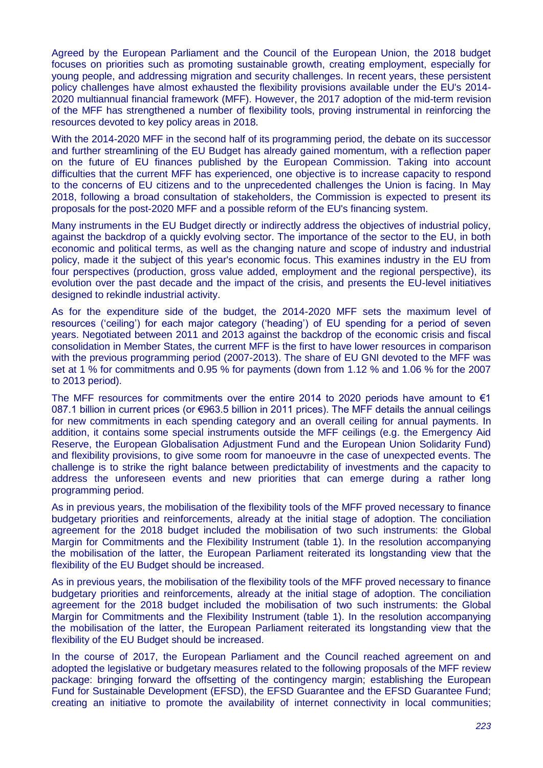Agreed by the European Parliament and the Council of the European Union, the 2018 budget focuses on priorities such as promoting sustainable growth, creating employment, especially for young people, and addressing migration and security challenges. In recent years, these persistent policy challenges have almost exhausted the flexibility provisions available under the EU's 2014-2020 multiannual financial framework (MFF). However, the 2017 adoption of the mid-term revision of the MFF has strengthened a number of flexibility tools, proving instrumental in reinforcing the resources devoted to key policy areas in 2018.

With the 2014-2020 MFF in the second half of its programming period, the debate on its successor and further streamlining of the EU Budget has already gained momentum, with a reflection paper on the future of EU finances published by the European Commission. Taking into account difficulties that the current MFF has experienced, one objective is to increase capacity to respond to the concerns of EU citizens and to the unprecedented challenges the Union is facing. In May 2018, following a broad consultation of stakeholders, the Commission is expected to present its proposals for the post-2020 MFF and a possible reform of the EU's financing system.

Many instruments in the EU Budget directly or indirectly address the objectives of industrial policy, against the backdrop of a quickly evolving sector. The importance of the sector to the EU, in both economic and political terms, as well as the changing nature and scope of industry and industrial policy, made it the subject of this year's economic focus. This examines industry in the EU from four perspectives (production, gross value added, employment and the regional perspective), its evolution over the past decade and the impact of the crisis, and presents the EU-level initiatives designed to rekindle industrial activity.

As for the expenditure side of the budget, the 2014-2020 MFF sets the maximum level of resources ('ceiling') for each major category ('heading') of EU spending for a period of seven years. Negotiated between 2011 and 2013 against the backdrop of the economic crisis and fiscal consolidation in Member States, the current MFF is the first to have lower resources in comparison with the previous programming period (2007-2013). The share of EU GNI devoted to the MFF was set at 1 % for commitments and 0.95 % for payments (down from 1.12 % and 1.06 % for the 2007 to 2013 period).

The MFF resources for commitments over the entire 2014 to 2020 periods have amount to €1 087.1 billion in current prices (or €963.5 billion in 2011 prices). The MFF details the annual ceilings for new commitments in each spending category and an overall ceiling for annual payments. In addition, it contains some special instruments outside the MFF ceilings (e.g. the Emergency Aid Reserve, the European Globalisation Adjustment Fund and the European Union Solidarity Fund) and flexibility provisions, to give some room for manoeuvre in the case of unexpected events. The challenge is to strike the right balance between predictability of investments and the capacity to address the unforeseen events and new priorities that can emerge during a rather long programming period.

As in previous years, the mobilisation of the flexibility tools of the MFF proved necessary to finance budgetary priorities and reinforcements, already at the initial stage of adoption. The conciliation agreement for the 2018 budget included the mobilisation of two such instruments: the Global Margin for Commitments and the Flexibility Instrument (table 1). In the resolution accompanying the mobilisation of the latter, the European Parliament reiterated its longstanding view that the flexibility of the EU Budget should be increased.

As in previous years, the mobilisation of the flexibility tools of the MFF proved necessary to finance budgetary priorities and reinforcements, already at the initial stage of adoption. The conciliation agreement for the 2018 budget included the mobilisation of two such instruments: the Global Margin for Commitments and the Flexibility Instrument (table 1). In the resolution accompanying the mobilisation of the latter, the European Parliament reiterated its longstanding view that the flexibility of the EU Budget should be increased.

In the course of 2017, the European Parliament and the Council reached agreement on and adopted the legislative or budgetary measures related to the following proposals of the MFF review package: bringing forward the offsetting of the contingency margin; establishing the European Fund for Sustainable Development (EFSD), the EFSD Guarantee and the EFSD Guarantee Fund; creating an initiative to promote the availability of internet connectivity in local communities;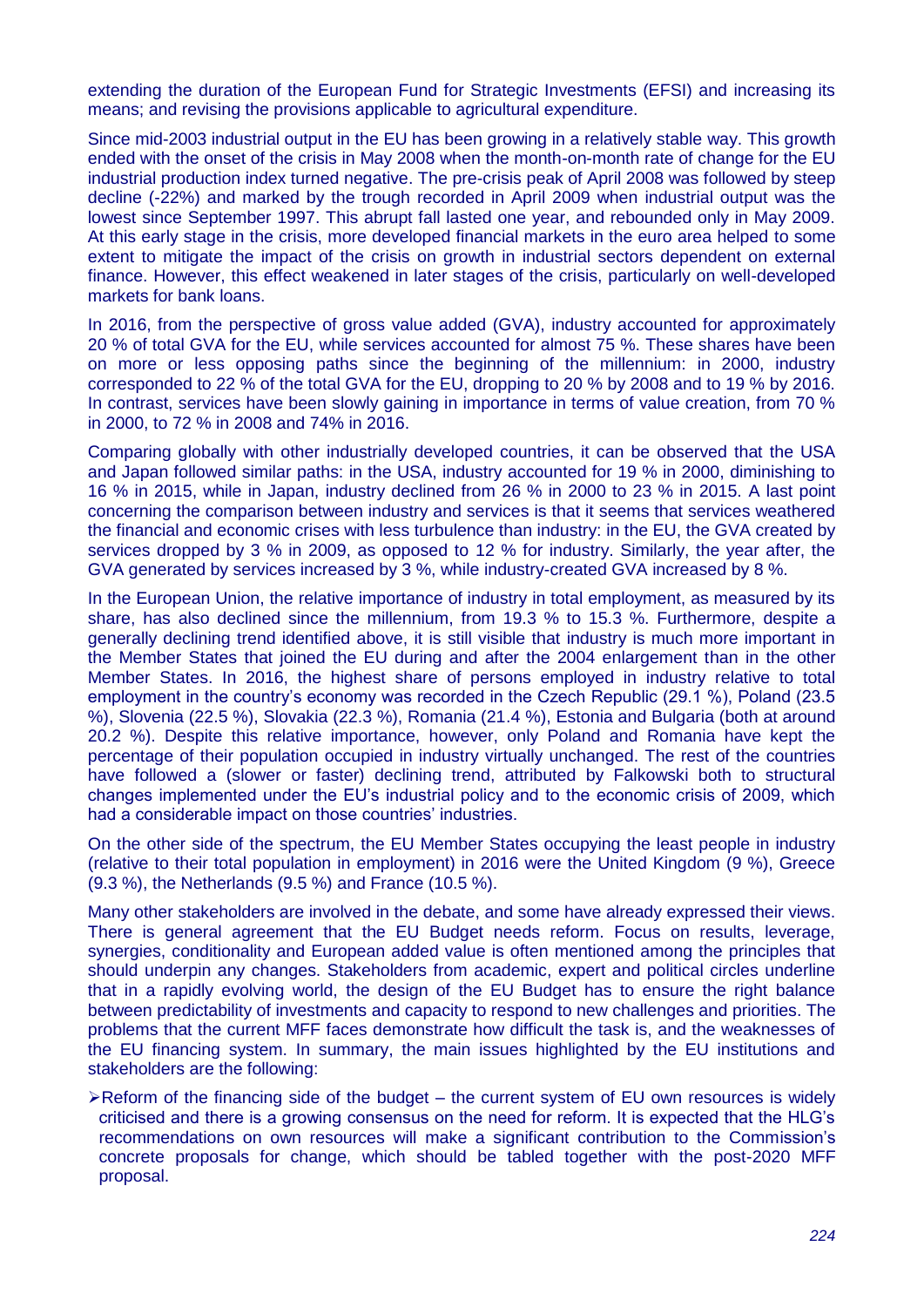extending the duration of the European Fund for Strategic Investments (EFSI) and increasing its means; and revising the provisions applicable to agricultural expenditure.

Since mid-2003 industrial output in the EU has been growing in a relatively stable way. This growth ended with the onset of the crisis in May 2008 when the month-on-month rate of change for the EU industrial production index turned negative. The pre-crisis peak of April 2008 was followed by steep decline (-22%) and marked by the trough recorded in April 2009 when industrial output was the lowest since September 1997. This abrupt fall lasted one year, and rebounded only in May 2009. At this early stage in the crisis, more developed financial markets in the euro area helped to some extent to mitigate the impact of the crisis on growth in industrial sectors dependent on external finance. However, this effect weakened in later stages of the crisis, particularly on well-developed markets for bank loans.

In 2016, from the perspective of gross value added (GVA), industry accounted for approximately 20 % of total GVA for the EU, while services accounted for almost 75 %. These shares have been on more or less opposing paths since the beginning of the millennium: in 2000, industry corresponded to 22 % of the total GVA for the EU, dropping to 20 % by 2008 and to 19 % by 2016. In contrast, services have been slowly gaining in importance in terms of value creation, from 70 % in 2000, to 72 % in 2008 and 74% in 2016.

Comparing globally with other industrially developed countries, it can be observed that the USA and Japan followed similar paths: in the USA, industry accounted for 19 % in 2000, diminishing to 16 % in 2015, while in Japan, industry declined from 26 % in 2000 to 23 % in 2015. A last point concerning the comparison between industry and services is that it seems that services weathered the financial and economic crises with less turbulence than industry: in the EU, the GVA created by services dropped by 3 % in 2009, as opposed to 12 % for industry. Similarly, the year after, the GVA generated by services increased by 3 %, while industry-created GVA increased by 8 %.

In the European Union, the relative importance of industry in total employment, as measured by its share, has also declined since the millennium, from 19.3 % to 15.3 %. Furthermore, despite a generally declining trend identified above, it is still visible that industry is much more important in the Member States that joined the EU during and after the 2004 enlargement than in the other Member States. In 2016, the highest share of persons employed in industry relative to total employment in the country's economy was recorded in the Czech Republic (29.1 %), Poland (23.5 %), Slovenia (22.5 %), Slovakia (22.3 %), Romania (21.4 %), Estonia and Bulgaria (both at around 20.2 %). Despite this relative importance, however, only Poland and Romania have kept the percentage of their population occupied in industry virtually unchanged. The rest of the countries have followed a (slower or faster) declining trend, attributed by Falkowski both to structural changes implemented under the EU's industrial policy and to the economic crisis of 2009, which had a considerable impact on those countries' industries.

On the other side of the spectrum, the EU Member States occupying the least people in industry (relative to their total population in employment) in 2016 were the United Kingdom (9 %), Greece (9.3 %), the Netherlands (9.5 %) and France (10.5 %).

Many other stakeholders are involved in the debate, and some have already expressed their views. There is general agreement that the EU Budget needs reform. Focus on results, leverage, synergies, conditionality and European added value is often mentioned among the principles that should underpin any changes. Stakeholders from academic, expert and political circles underline that in a rapidly evolving world, the design of the EU Budget has to ensure the right balance between predictability of investments and capacity to respond to new challenges and priorities. The problems that the current MFF faces demonstrate how difficult the task is, and the weaknesses of the EU financing system. In summary, the main issues highlighted by the EU institutions and stakeholders are the following:

- Reform of the financing side of the budget – the current system of EU own resources is widely criticised and there is a growing consensus on the need for reform. It is expected that the HLG's recommendations on own resources will make a significant contribution to the Commission's concrete proposals for change, which should be tabled together with the post-2020 MFF proposal.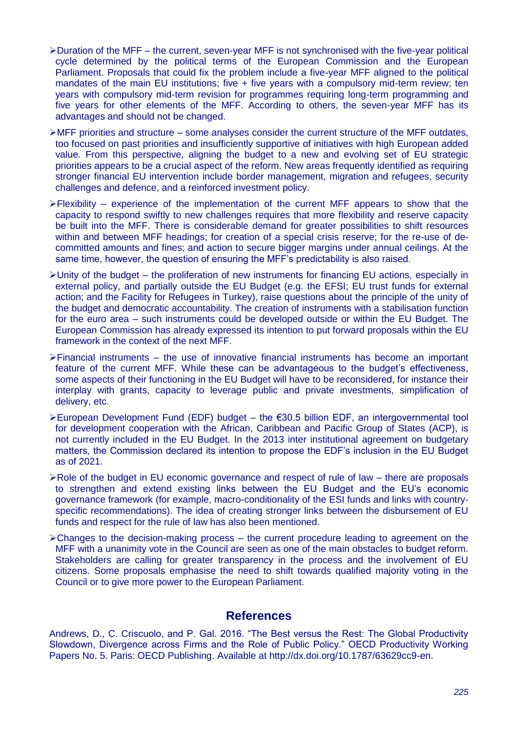- Duration of the MFF – the current, seven-year MFF is not synchronised with the five-year political cycle determined by the political terms of the European Commission and the European Parliament. Proposals that could fix the problem include a five-year MFF aligned to the political mandates of the main EU institutions; five + five years with a compulsory mid-term review; ten years with compulsory mid-term revision for programmes requiring long-term programming and five years for other elements of the MFF. According to others, the seven-year MFF has its advantages and should not be changed.
- MFF priorities and structure – some analyses consider the current structure of the MFF outdates, too focused on past priorities and insufficiently supportive of initiatives with high European added value. From this perspective, aligning the budget to a new and evolving set of EU strategic priorities appears to be a crucial aspect of the reform. New areas frequently identified as requiring stronger financial EU intervention include border management, migration and refugees, security challenges and defence, and a reinforced investment policy.
- Flexibility – experience of the implementation of the current MFF appears to show that the capacity to respond swiftly to new challenges requires that more flexibility and reserve capacity be built into the MFF. There is considerable demand for greater possibilities to shift resources within and between MFF headings; for creation of a special crisis reserve; for the re-use of de-committed amounts and fines; and action to secure bigger margins under annual ceilings. At the same time, however, the question of ensuring the MFF's predictability is also raised.
- Unity of the budget – the proliferation of new instruments for financing EU actions, especially in external policy, and partially outside the EU Budget (e.g. the EFSI; EU trust funds for external action; and the Facility for Refugees in Turkey), raise questions about the principle of the unity of the budget and democratic accountability. The creation of instruments with a stabilisation function for the euro area – such instruments could be developed outside or within the EU Budget. The European Commission has already expressed its intention to put forward proposals within the EU framework in the context of the next MFF.
- Financial instruments – the use of innovative financial instruments has become an important feature of the current MFF. While these can be advantageous to the budget's effectiveness, some aspects of their functioning in the EU Budget will have to be reconsidered, for instance their interplay with grants, capacity to leverage public and private investments, simplification of delivery, etc.
- European Development Fund (EDF) budget – the €30.5 billion EDF, an intergovernmental tool for development cooperation with the African, Caribbean and Pacific Group of States (ACP), is not currently included in the EU Budget. In the 2013 inter institutional agreement on budgetary matters, the Commission declared its intention to propose the EDF's inclusion in the EU Budget as of 2021.
- Role of the budget in EU economic governance and respect of rule of law – there are proposals to strengthen and extend existing links between the EU Budget and the EU's economic governance framework (for example, macro-conditionality of the ESI funds and links with country-specific recommendations). The idea of creating stronger links between the disbursement of EU funds and respect for the rule of law has also been mentioned.
- Changes to the decision-making process – the current procedure leading to agreement on the MFF with a unanimity vote in the Council are seen as one of the main obstacles to budget reform. Stakeholders are calling for greater transparency in the process and the involvement of EU citizens. Some proposals emphasise the need to shift towards qualified majority voting in the Council or to give more power to the European Parliament.

## References

Andrews, D., C. Criscuolo, and P. Gal. 2016. "The Best versus the Rest: The Global Productivity Slowdown, Divergence across Firms and the Role of Public Policy." OECD Productivity Working Papers No. 5. Paris: OECD Publishing. Available at http://dx.doi.org/10.1787/63629cc9-en.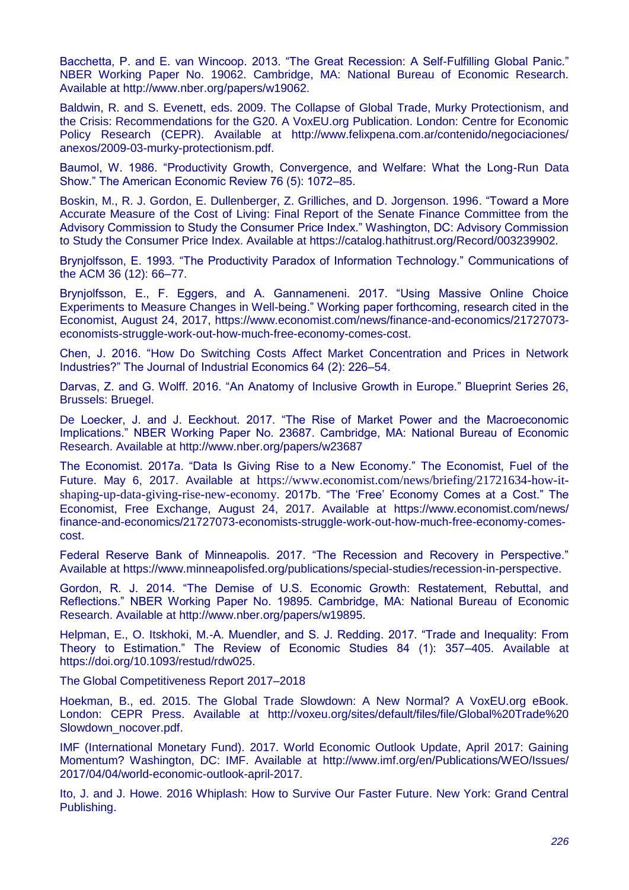Bacchetta, P. and E. van Wincoop. 2013. "The Great Recession: A Self-Fulfilling Global Panic." NBER Working Paper No. 19062. Cambridge, MA: National Bureau of Economic Research. Available at http://www.nber.org/papers/w19062.

Baldwin, R. and S. Evenett, eds. 2009. The Collapse of Global Trade, Murky Protectionism, and the Crisis: Recommendations for the G20. A VoxEU.org Publication. London: Centre for Economic Policy Research (CEPR). Available at http://www.felixpena.com.ar/contenido/negociaciones/anexos/2009-03-murky-protectionism.pdf.

Baumol, W. 1986. "Productivity Growth, Convergence, and Welfare: What the Long-Run Data Show." The American Economic Review 76 (5): 1072–85.

Boskin, M., R. J. Gordon, E. Dullenberger, Z. Grilliches, and D. Jorgenson. 1996. "Toward a More Accurate Measure of the Cost of Living: Final Report of the Senate Finance Committee from the Advisory Commission to Study the Consumer Price Index." Washington, DC: Advisory Commission to Study the Consumer Price Index. Available at https://catalog.hathitrust.org/Record/003239902.

Brynjolfsson, E. 1993. "The Productivity Paradox of Information Technology." Communications of the ACM 36 (12): 66–77.

Brynjolfsson, E., F. Eggers, and A. Gannameneni. 2017. "Using Massive Online Choice Experiments to Measure Changes in Well-being." Working paper forthcoming, research cited in the Economist, August 24, 2017, https://www.economist.com/news/finance-and-economics/21727073-economists-struggle-work-out-how-much-free-economy-comes-cost.

Chen, J. 2016. "How Do Switching Costs Affect Market Concentration and Prices in Network Industries?" The Journal of Industrial Economics 64 (2): 226–54.

Darvas, Z. and G. Wolff. 2016. "An Anatomy of Inclusive Growth in Europe." Blueprint Series 26, Brussels: Bruegel.

De Loecker, J. and J. Eeckhout. 2017. "The Rise of Market Power and the Macroeconomic Implications." NBER Working Paper No. 23687. Cambridge, MA: National Bureau of Economic Research. Available at http://www.nber.org/papers/w23687

The Economist. 2017a. "Data Is Giving Rise to a New Economy." The Economist, Fuel of the Future. May 6, 2017. Available at https://www.economist.com/news/briefing/21721634-how-it-shaping-up-data-giving-rise-new-economy. 2017b. "The 'Free' Economy Comes at a Cost." The Economist, Free Exchange, August 24, 2017. Available at https://www.economist.com/news/finance-and-economics/21727073-economists-struggle-work-out-how-much-free-economy-comes-cost.

Federal Reserve Bank of Minneapolis. 2017. "The Recession and Recovery in Perspective." Available at https://www.minneapolisfed.org/publications/special-studies/recession-in-perspective.

Gordon, R. J. 2014. "The Demise of U.S. Economic Growth: Restatement, Rebuttal, and Reflections." NBER Working Paper No. 19895. Cambridge, MA: National Bureau of Economic Research. Available at http://www.nber.org/papers/w19895.

Helpman, E., O. Itskhoki, M.-A. Muendler, and S. J. Redding. 2017. "Trade and Inequality: From Theory to Estimation." The Review of Economic Studies 84 (1): 357–405. Available at https://doi.org/10.1093/restud/rdw025.

The Global Competitiveness Report 2017–2018

Hoekman, B., ed. 2015. The Global Trade Slowdown: A New Normal? A VoxEU.org eBook. London: CEPR Press. Available at http://voxeu.org/sites/default/files/file/Global%20Trade%20Slowdown_nocover.pdf.

IMF (International Monetary Fund). 2017. World Economic Outlook Update, April 2017: Gaining Momentum? Washington, DC: IMF. Available at http://www.imf.org/en/Publications/WEO/Issues/2017/04/04/world-economic-outlook-april-2017.

Ito, J. and J. Howe. 2016 Whiplash: How to Survive Our Faster Future. New York: Grand Central Publishing.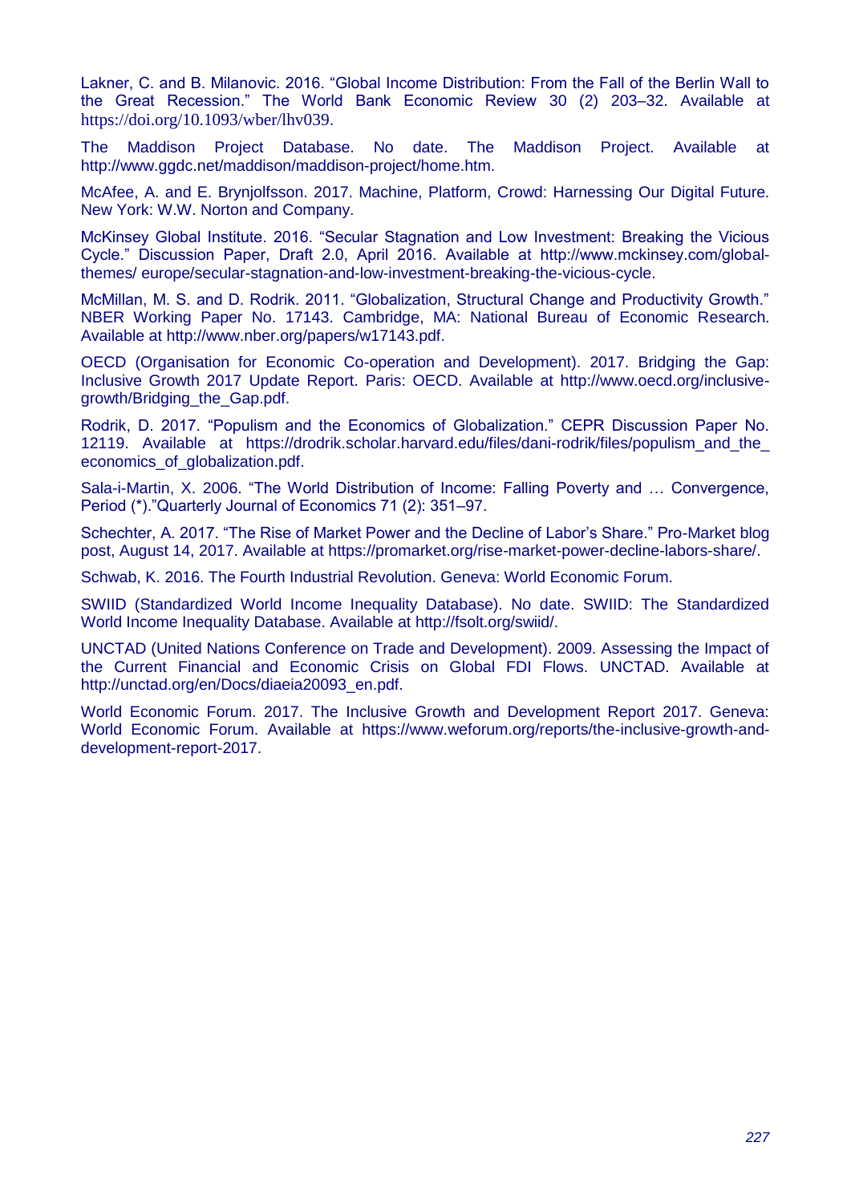Lakner, C. and B. Milanovic. 2016. “Global Income Distribution: From the Fall of the Berlin Wall to the Great Recession.” The World Bank Economic Review 30 (2) 203–32. Available at https://doi.org/10.1093/wber/lhv039.

The Maddison Project Database. No date. The Maddison Project. Available at http://www.ggdc.net/maddison/maddison-project/home.htm.

McAfee, A. and E. Brynjolfsson. 2017. Machine, Platform, Crowd: Harnessing Our Digital Future. New York: W.W. Norton and Company.

McKinsey Global Institute. 2016. “Secular Stagnation and Low Investment: Breaking the Vicious Cycle.” Discussion Paper, Draft 2.0, April 2016. Available at http://www.mckinsey.com/global-themes/ europe/secular-stagnation-and-low-investment-breaking-the-vicious-cycle.

McMillan, M. S. and D. Rodrik. 2011. “Globalization, Structural Change and Productivity Growth.” NBER Working Paper No. 17143. Cambridge, MA: National Bureau of Economic Research. Available at http://www.nber.org/papers/w17143.pdf.

OECD (Organisation for Economic Co-operation and Development). 2017. Bridging the Gap: Inclusive Growth 2017 Update Report. Paris: OECD. Available at http://www.oecd.org/inclusive-growth/Bridging_the_Gap.pdf.

Rodrik, D. 2017. “Populism and the Economics of Globalization.” CEPR Discussion Paper No. 12119. Available at https://drodrik.scholar.harvard.edu/files/dani-rodrik/files/populism_and_the_economics_of_globalization.pdf.

Sala-i-Martin, X. 2006. “The World Distribution of Income: Falling Poverty and … Convergence, Period (*).”Quarterly Journal of Economics 71 (2): 351–97.

Schechter, A. 2017. “The Rise of Market Power and the Decline of Labor’s Share.” Pro-Market blog post, August 14, 2017. Available at https://promarket.org/rise-market-power-decline-labors-share/.

Schwab, K. 2016. The Fourth Industrial Revolution. Geneva: World Economic Forum.

SWIID (Standardized World Income Inequality Database). No date. SWIID: The Standardized World Income Inequality Database. Available at http://fsolt.org/swiid/.

UNCTAD (United Nations Conference on Trade and Development). 2009. Assessing the Impact of the Current Financial and Economic Crisis on Global FDI Flows. UNCTAD. Available at http://unctad.org/en/Docs/diaeia20093_en.pdf.

World Economic Forum. 2017. The Inclusive Growth and Development Report 2017. Geneva: World Economic Forum. Available at https://www.weforum.org/reports/the-inclusive-growth-and-development-report-2017.